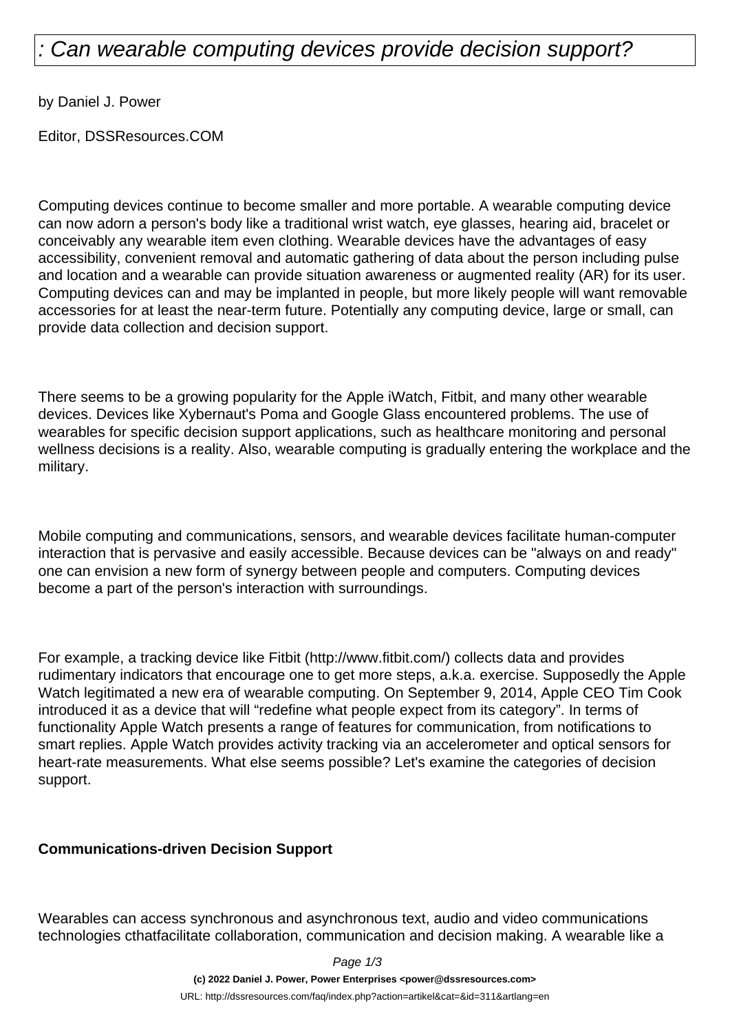# : Can wearable computing devices provide decision support?

by Daniel J. Power

Editor, DSSResources.COM

Computing devices continue to become smaller and more portable. A wearable computing device can now adorn a person's body like a traditional wrist watch, eye glasses, hearing aid, bracelet or conceivably any wearable item even clothing. Wearable devices have the advantages of easy accessibility, convenient removal and automatic gathering of data about the person including pulse and location and a wearable can provide situation awareness or augmented reality (AR) for its user. Computing devices can and may be implanted in people, but more likely people will want removable accessories for at least the near-term future. Potentially any computing device, large or small, can provide data collection and decision support.

There seems to be a growing popularity for the Apple iWatch, Fitbit, and many other wearable devices. Devices like Xybernaut's Poma and Google Glass encountered problems. The use of wearables for specific decision support applications, such as healthcare monitoring and personal wellness decisions is a reality. Also, wearable computing is gradually entering the workplace and the military.

Mobile computing and communications, sensors, and wearable devices facilitate human-computer interaction that is pervasive and easily accessible. Because devices can be "always on and ready" one can envision a new form of synergy between people and computers. Computing devices become a part of the person's interaction with surroundings.

For example, a tracking device like Fitbit (http://www.fitbit.com/) collects data and provides rudimentary indicators that encourage one to get more steps, a.k.a. exercise. Supposedly the Apple Watch legitimated a new era of wearable computing. On September 9, 2014, Apple CEO Tim Cook introduced it as a device that will “redefine what people expect from its category”. In terms of functionality Apple Watch presents a range of features for communication, from notifications to smart replies. Apple Watch provides activity tracking via an accelerometer and optical sensors for heart-rate measurements. What else seems possible? Let's examine the categories of decision support.

**Communications-driven Decision Support**

Wearables can access synchronous and asynchronous text, audio and video communications technologies cthatfacilitate collaboration, communication and decision making. A wearable like a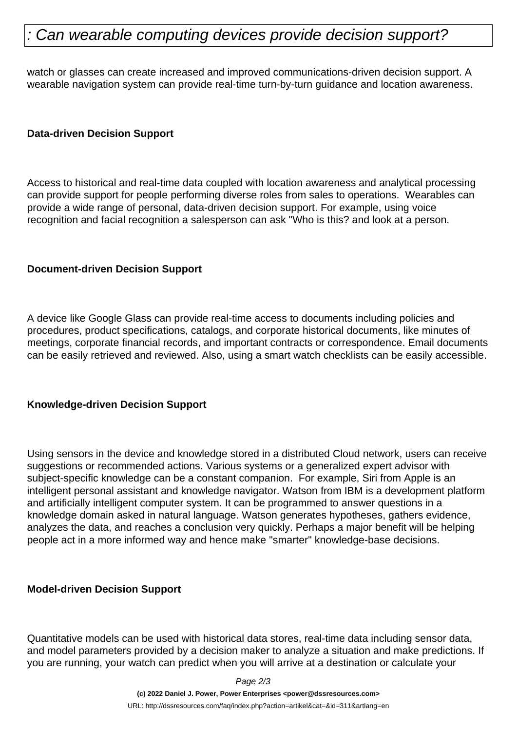watch or glasses can create increased and improved communications-driven decision support. A wearable navigation system can provide real-time turn-by-turn guidance and location awareness.

**Data-driven Decision Support**

Access to historical and real-time data coupled with location awareness and analytical processing can provide support for people performing diverse roles from sales to operations.  Wearables can provide a wide range of personal, data-driven decision support. For example, using voice recognition and facial recognition a salesperson can ask "Who is this? and look at a person.

**Document-driven Decision Support**

A device like Google Glass can provide real-time access to documents including policies and procedures, product specifications, catalogs, and corporate historical documents, like minutes of meetings, corporate financial records, and important contracts or correspondence. Email documents can be easily retrieved and reviewed. Also, using a smart watch checklists can be easily accessible.

**Knowledge-driven Decision Support**

Using sensors in the device and knowledge stored in a distributed Cloud network, users can receive suggestions or recommended actions. Various systems or a generalized expert advisor with subject-specific knowledge can be a constant companion.  For example, Siri from Apple is an intelligent personal assistant and knowledge navigator. Watson from IBM is a development platform and artificially intelligent computer system. It can be programmed to answer questions in a knowledge domain asked in natural language. Watson generates hypotheses, gathers evidence, analyzes the data, and reaches a conclusion very quickly. Perhaps a major benefit will be helping people act in a more informed way and hence make "smarter" knowledge-base decisions.

**Model-driven Decision Support**

Quantitative models can be used with historical data stores, real-time data including sensor data, and model parameters provided by a decision maker to analyze a situation and make predictions. If you are running, your watch can predict when you will arrive at a destination or calculate your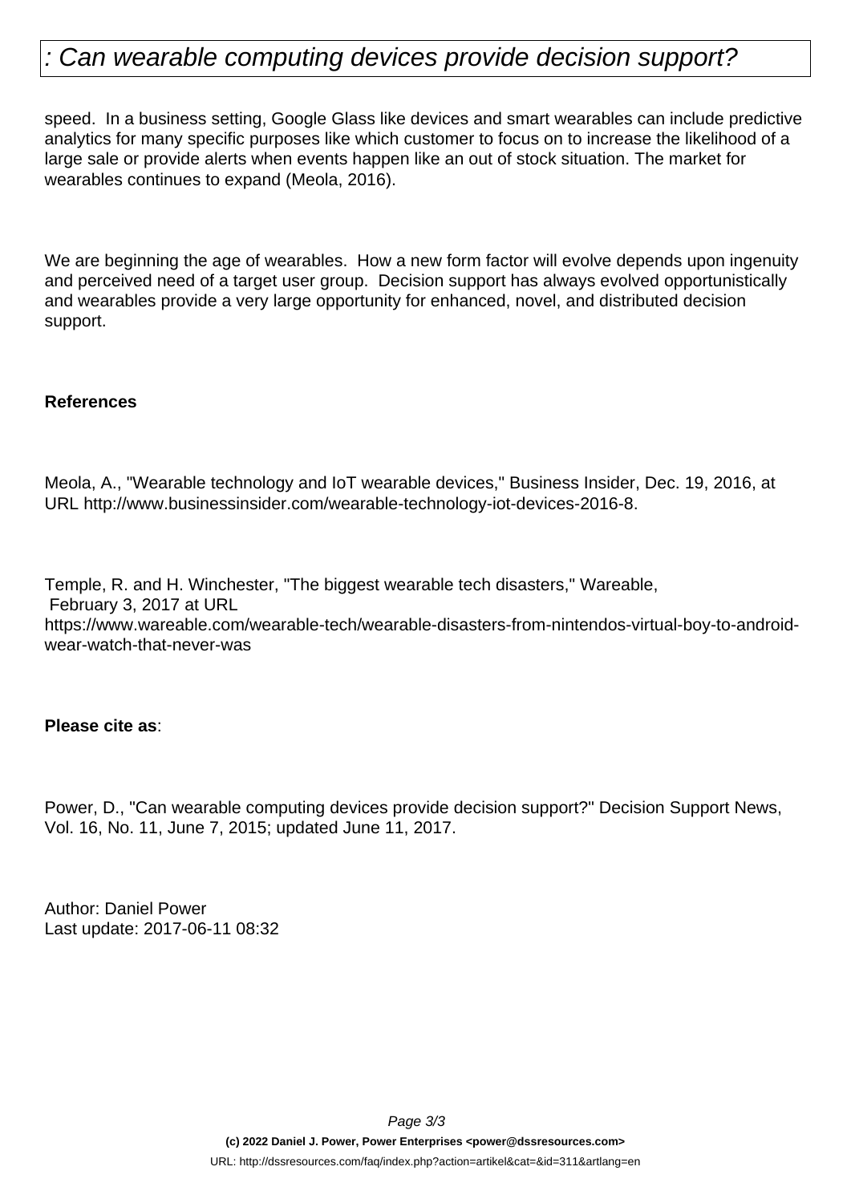speed. In a business setting, Google Glass like devices and smart wearables can include predictive analytics for many specific purposes like which customer to focus on to increase the likelihood of a large sale or provide alerts when events happen like an out of stock situation. The market for wearables continues to expand (Meola, 2016).

We are beginning the age of wearables. How a new form factor will evolve depends upon ingenuity and perceived need of a target user group. Decision support has always evolved opportunistically and wearables provide a very large opportunity for enhanced, novel, and distributed decision support.

**References**

Meola, A., "Wearable technology and IoT wearable devices," Business Insider, Dec. 19, 2016, at URL http://www.businessinsider.com/wearable-technology-iot-devices-2016-8.

Temple, R. and H. Winchester, "The biggest wearable tech disasters," Wareable, February 3, 2017 at URL https://www.wareable.com/wearable-tech/wearable-disasters-from-nintendos-virtual-boy-to-android-wear-watch-that-never-was

**Please cite as**:

Power, D., "Can wearable computing devices provide decision support?" Decision Support News, Vol. 16, No. 11, June 7, 2015; updated June 11, 2017.

Author: Daniel Power
Last update: 2017-06-11 08:32